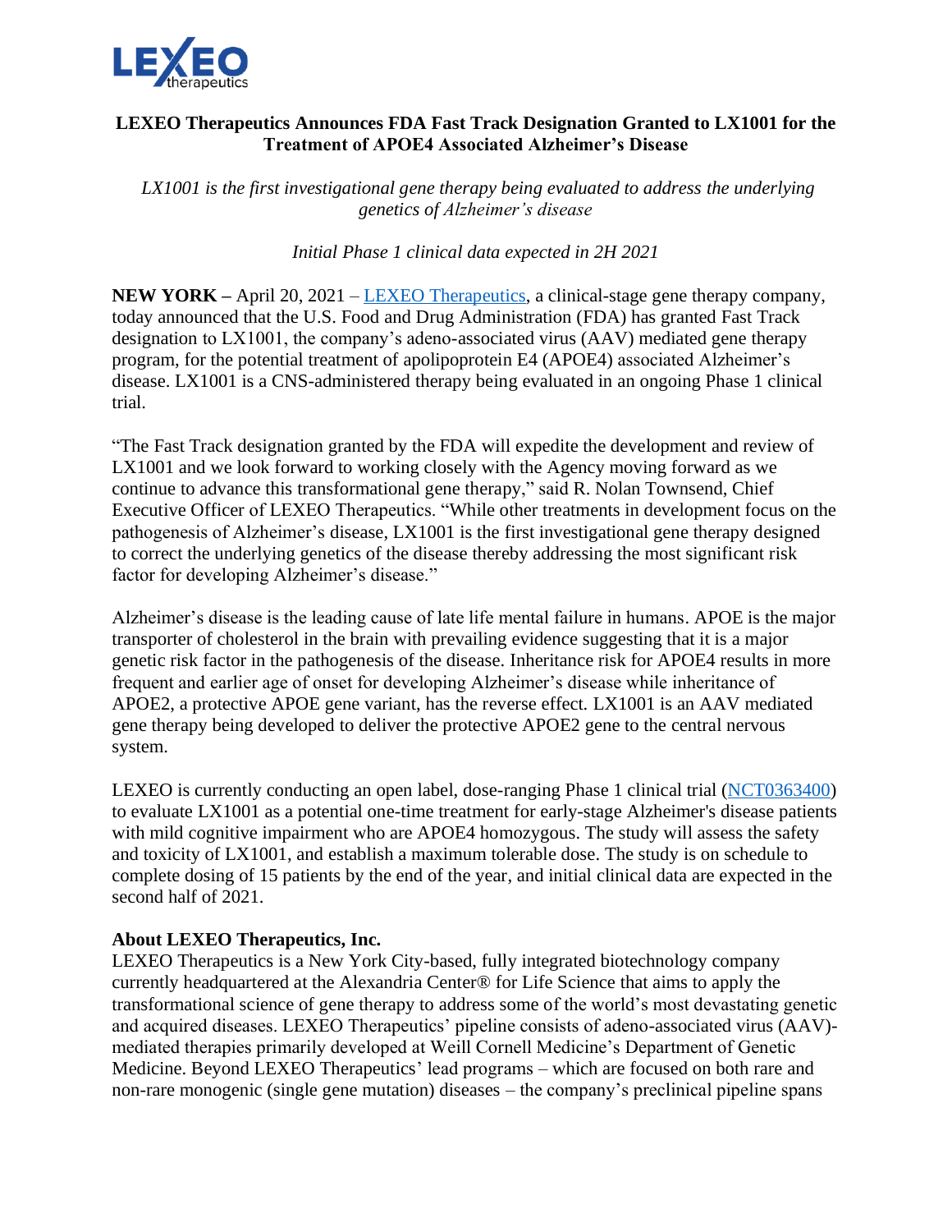## LEXEO Therapeutics Announces FDA Fast Track Designation Granted to LX1001 for the Treatment of APOE4 Associated Alzheimer's Disease

*LX1001 is the first investigational gene therapy being evaluated to address the underlying genetics of Alzheimer's disease*

*Initial Phase 1 clinical data expected in 2H 2021*

**NEW YORK –** April 20, 2021 – LEXEO Therapeutics, a clinical-stage gene therapy company, today announced that the U.S. Food and Drug Administration (FDA) has granted Fast Track designation to LX1001, the company's adeno-associated virus (AAV) mediated gene therapy program, for the potential treatment of apolipoprotein E4 (APOE4) associated Alzheimer's disease. LX1001 is a CNS-administered therapy being evaluated in an ongoing Phase 1 clinical trial.

"The Fast Track designation granted by the FDA will expedite the development and review of LX1001 and we look forward to working closely with the Agency moving forward as we continue to advance this transformational gene therapy," said R. Nolan Townsend, Chief Executive Officer of LEXEO Therapeutics. "While other treatments in development focus on the pathogenesis of Alzheimer's disease, LX1001 is the first investigational gene therapy designed to correct the underlying genetics of the disease thereby addressing the most significant risk factor for developing Alzheimer's disease."

Alzheimer's disease is the leading cause of late life mental failure in humans. APOE is the major transporter of cholesterol in the brain with prevailing evidence suggesting that it is a major genetic risk factor in the pathogenesis of the disease. Inheritance risk for APOE4 results in more frequent and earlier age of onset for developing Alzheimer's disease while inheritance of APOE2, a protective APOE gene variant, has the reverse effect. LX1001 is an AAV mediated gene therapy being developed to deliver the protective APOE2 gene to the central nervous system.

LEXEO is currently conducting an open label, dose-ranging Phase 1 clinical trial (NCT0363400) to evaluate LX1001 as a potential one-time treatment for early-stage Alzheimer's disease patients with mild cognitive impairment who are APOE4 homozygous. The study will assess the safety and toxicity of LX1001, and establish a maximum tolerable dose. The study is on schedule to complete dosing of 15 patients by the end of the year, and initial clinical data are expected in the second half of 2021.

**About LEXEO Therapeutics, Inc.**

LEXEO Therapeutics is a New York City-based, fully integrated biotechnology company currently headquartered at the Alexandria Center® for Life Science that aims to apply the transformational science of gene therapy to address some of the world's most devastating genetic and acquired diseases. LEXEO Therapeutics' pipeline consists of adeno-associated virus (AAV)-mediated therapies primarily developed at Weill Cornell Medicine's Department of Genetic Medicine. Beyond LEXEO Therapeutics' lead programs – which are focused on both rare and non-rare monogenic (single gene mutation) diseases – the company's preclinical pipeline spans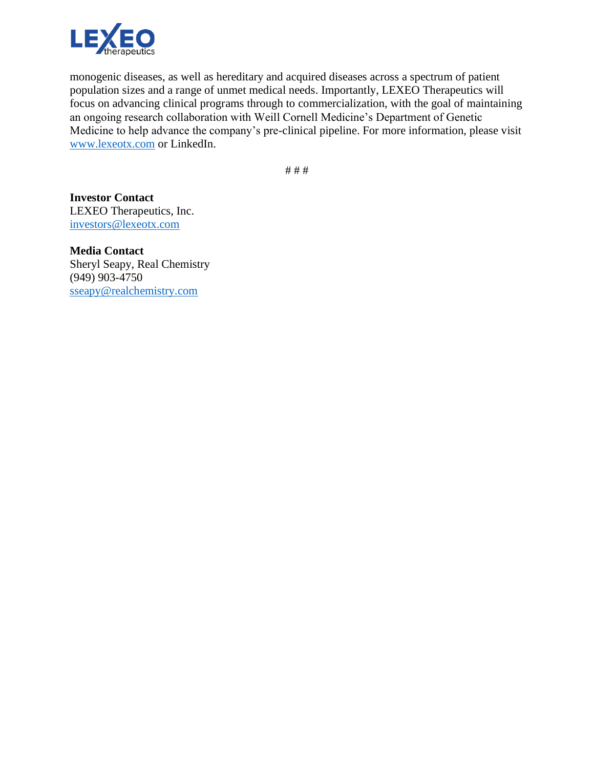monogenic diseases, as well as hereditary and acquired diseases across a spectrum of patient population sizes and a range of unmet medical needs. Importantly, LEXEO Therapeutics will focus on advancing clinical programs through to commercialization, with the goal of maintaining an ongoing research collaboration with Weill Cornell Medicine's Department of Genetic Medicine to help advance the company's pre-clinical pipeline. For more information, please visit [www.lexeotx.com](http://www.lexeotx.com) or LinkedIn.

# # #

**Investor Contact**
LEXEO Therapeutics, Inc.
[investors@lexeotx.com](mailto:investors@lexeotx.com)

**Media Contact**
Sheryl Seapy, Real Chemistry
(949) 903-4750
[sseapy@realchemistry.com](mailto:sseapy@realchemistry.com)